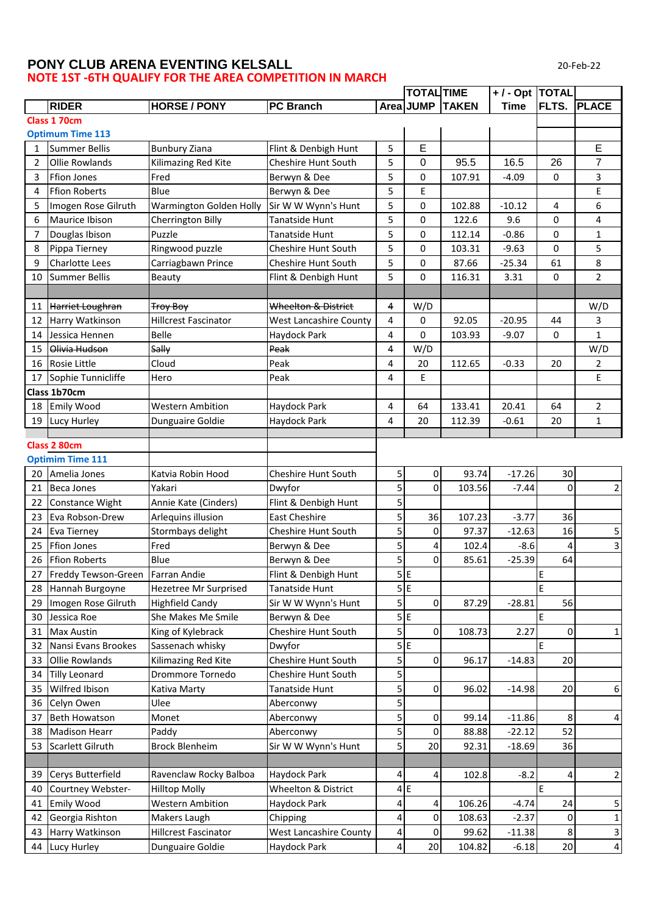# PONY CLUB ARENA EVENTING KELSALL

20-Feb-22

**NOTE 1ST -6TH QUALIFY FOR THE AREA COMPETITION IN MARCH**

| | RIDER | HORSE / PONY | PC Branch | Area | TOTAL JUMP | TIME TAKEN | + / - Opt Time | TOTAL FLTS. | PLACE |
|---|---|---|---|---|---|---|---|---|---|
| **Class 1 70cm** | | | | | | | | | |
| **Optimum Time 113** | | | | | | | | | |
| 1 | Summer Bellis | Bunbury Ziana | Flint & Denbigh Hunt | 5 | E | | | | E |
| 2 | Ollie Rowlands | Kilimazing Red Kite | Cheshire Hunt South | 5 | 0 | 95.5 | 16.5 | 26 | 7 |
| 3 | Ffion Jones | Fred | Berwyn & Dee | 5 | 0 | 107.91 | -4.09 | 0 | 3 |
| 4 | Ffion Roberts | Blue | Berwyn & Dee | 5 | E | | | | E |
| 5 | Imogen Rose Gilruth | Warmington Golden Holly | Sir W W Wynn's Hunt | 5 | 0 | 102.88 | -10.12 | 4 | 6 |
| 6 | Maurice Ibison | Cherrington Billy | Tanatside Hunt | 5 | 0 | 122.6 | 9.6 | 0 | 4 |
| 7 | Douglas Ibison | Puzzle | Tanatside Hunt | 5 | 0 | 112.14 | -0.86 | 0 | 1 |
| 8 | Pippa Tierney | Ringwood puzzle | Cheshire Hunt South | 5 | 0 | 103.31 | -9.63 | 0 | 5 |
| 9 | Charlotte Lees | Carriagbawn Prince | Cheshire Hunt South | 5 | 0 | 87.66 | -25.34 | 61 | 8 |
| 10 | Summer Bellis | Beauty | Flint & Denbigh Hunt | 5 | 0 | 116.31 | 3.31 | 0 | 2 |
| | | | | | | | | | |
| 11 | ~~Harriet Loughran~~ | ~~Troy Boy~~ | ~~Wheelton & District~~ | ~~4~~ | W/D | | | | W/D |
| 12 | Harry Watkinson | Hillcrest Fascinator | West Lancashire County | 4 | 0 | 92.05 | -20.95 | 44 | 3 |
| 14 | Jessica Hennen | Belle | Haydock Park | 4 | 0 | 103.93 | -9.07 | 0 | 1 |
| 15 | ~~Olivia Hudson~~ | ~~Sally~~ | ~~Peak~~ | 4 | W/D | | | | W/D |
| 16 | Rosie Little | Cloud | Peak | 4 | 20 | 112.65 | -0.33 | 20 | 2 |
| 17 | Sophie Tunnicliffe | Hero | Peak | 4 | E | | | | E |
| **Class 1b70cm** | | | | | | | | | |
| 18 | Emily Wood | Western Ambition | Haydock Park | 4 | 64 | 133.41 | 20.41 | 64 | 2 |
| 19 | Lucy Hurley | Dunguaire Goldie | Haydock Park | 4 | 20 | 112.39 | -0.61 | 20 | 1 |
| | | | | | | | | | |
| **Class 2 80cm** | | | | | | | | | |
| **Optimim Time 111** | | | | | | | | | |
| 20 | Amelia Jones | Katvia Robin Hood | Cheshire Hunt South | 5 | 0 | 93.74 | -17.26 | 30 | |
| 21 | Beca Jones | Yakari | Dwyfor | 5 | 0 | 103.56 | -7.44 | 0 | 2 |
| 22 | Constance Wight | Annie Kate (Cinders) | Flint & Denbigh Hunt | 5 | | | | | |
| 23 | Eva Robson-Drew | Arlequins illusion | East Cheshire | 5 | 36 | 107.23 | -3.77 | 36 | |
| 24 | Eva Tierney | Stormbays delight | Cheshire Hunt South | 5 | 0 | 97.37 | -12.63 | 16 | 5 |
| 25 | Ffion Jones | Fred | Berwyn & Dee | 5 | 4 | 102.4 | -8.6 | 4 | 3 |
| 26 | Ffion Roberts | Blue | Berwyn & Dee | 5 | 0 | 85.61 | -25.39 | 64 | |
| 27 | Freddy Tewson-Green | Farran Andie | Flint & Denbigh Hunt | 5 | E | | | E | |
| 28 | Hannah Burgoyne | Hezetree Mr Surprised | Tanatside Hunt | 5 | E | | | E | |
| 29 | Imogen Rose Gilruth | Highfield Candy | Sir W W Wynn's Hunt | 5 | 0 | 87.29 | -28.81 | 56 | |
| 30 | Jessica Roe | She Makes Me Smile | Berwyn & Dee | 5 | E | | | E | |
| 31 | Max Austin | King of Kylebrack | Cheshire Hunt South | 5 | 0 | 108.73 | 2.27 | 0 | 1 |
| 32 | Nansi Evans Brookes | Sassenach whisky | Dwyfor | 5 | E | | | E | |
| 33 | Ollie Rowlands | Kilimazing Red Kite | Cheshire Hunt South | 5 | 0 | 96.17 | -14.83 | 20 | |
| 34 | Tilly Leonard | Drommore Tornedo | Cheshire Hunt South | 5 | | | | | |
| 35 | Wilfred Ibison | Kativa Marty | Tanatside Hunt | 5 | 0 | 96.02 | -14.98 | 20 | 6 |
| 36 | Celyn Owen | Ulee | Aberconwy | 5 | | | | | |
| 37 | Beth Howatson | Monet | Aberconwy | 5 | 0 | 99.14 | -11.86 | 8 | 4 |
| 38 | Madison Hearr | Paddy | Aberconwy | 5 | 0 | 88.88 | -22.12 | 52 | |
| 53 | Scarlett Gilruth | Brock Blenheim | Sir W W Wynn's Hunt | 5 | 20 | 92.31 | -18.69 | 36 | |
| | | | | | | | | | |
| 39 | Cerys Butterfield | Ravenclaw Rocky Balboa | Haydock Park | 4 | 4 | 102.8 | -8.2 | 4 | 2 |
| 40 | Courtney Webster- | Hilltop Molly | Wheelton & District | 4 | E | | | E | |
| 41 | Emily Wood | Western Ambition | Haydock Park | 4 | 4 | 106.26 | -4.74 | 24 | 5 |
| 42 | Georgia Rishton | Makers Laugh | Chipping | 4 | 0 | 108.63 | -2.37 | 0 | 1 |
| 43 | Harry Watkinson | Hillcrest Fascinator | West Lancashire County | 4 | 0 | 99.62 | -11.38 | 8 | 3 |
| 44 | Lucy Hurley | Dunguaire Goldie | Haydock Park | 4 | 20 | 104.82 | -6.18 | 20 | 4 |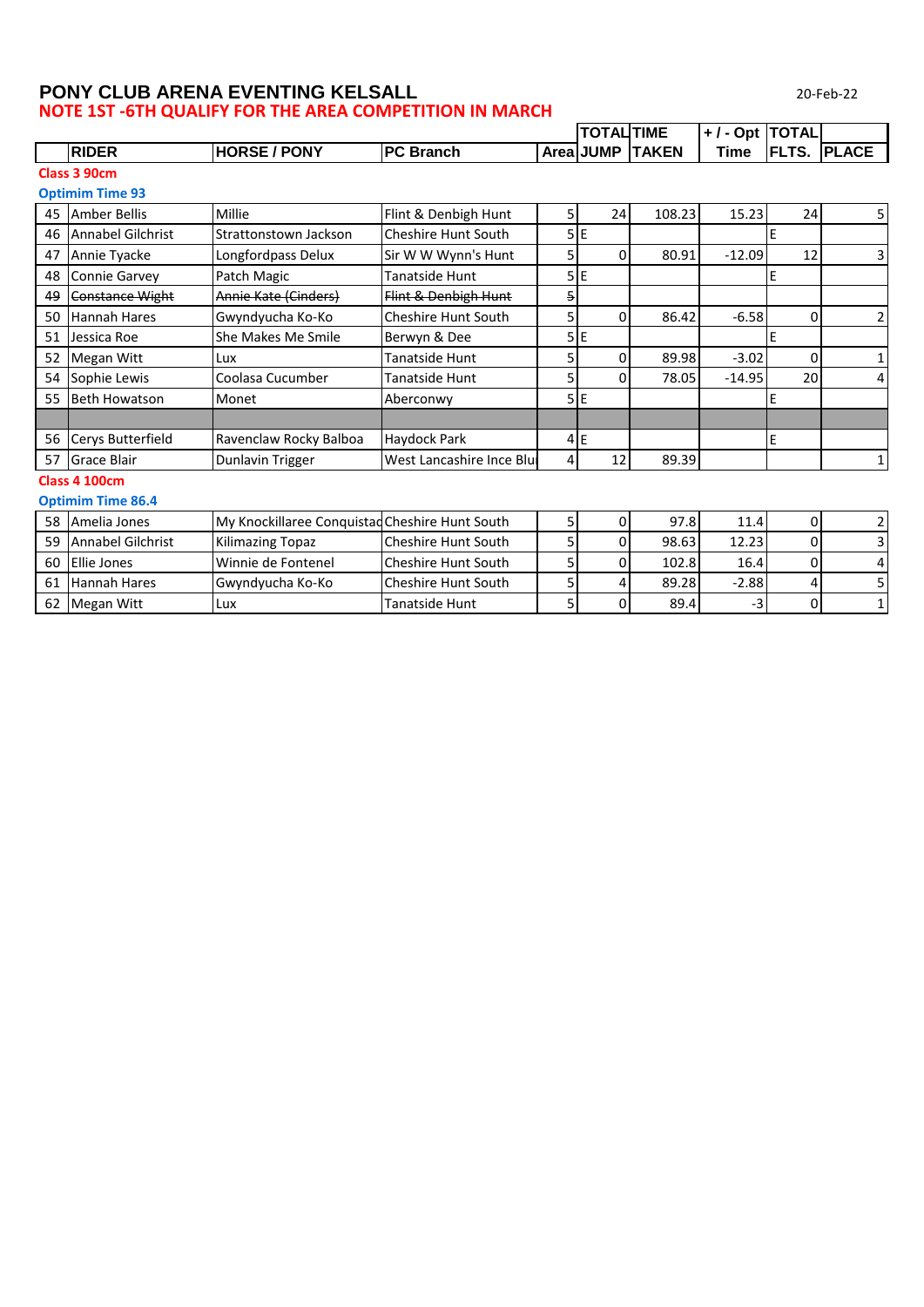# PONY CLUB ARENA EVENTING KELSALL

20-Feb-22

**NOTE 1ST -6TH QUALIFY FOR THE AREA COMPETITION IN MARCH**

| | RIDER | HORSE / PONY | PC Branch | Area | TOTAL JUMP | TIME TAKEN | + / - Opt Time | TOTAL FLTS. | PLACE |
|---|---|---|---|---|---|---|---|---|---|
| **Class 3 90cm** | | | | | | | | | |
| **Optimim Time 93** | | | | | | | | | |
| 45 | Amber Bellis | Millie | Flint & Denbigh Hunt | 5 | 24 | 108.23 | 15.23 | 24 | 5 |
| 46 | Annabel Gilchrist | Strattonstown Jackson | Cheshire Hunt South | 5 | E | | | E | |
| 47 | Annie Tyacke | Longfordpass Delux | Sir W W Wynn's Hunt | 5 | 0 | 80.91 | -12.09 | 12 | 3 |
| 48 | Connie Garvey | Patch Magic | Tanatside Hunt | 5 | E | | | E | |
| ~~49~~ | ~~Constance Wight~~ | ~~Annie Kate (Cinders)~~ | ~~Flint & Denbigh Hunt~~ | ~~5~~ | | | | | |
| 50 | Hannah Hares | Gwyndyucha Ko-Ko | Cheshire Hunt South | 5 | 0 | 86.42 | -6.58 | 0 | 2 |
| 51 | Jessica Roe | She Makes Me Smile | Berwyn & Dee | 5 | E | | | E | |
| 52 | Megan Witt | Lux | Tanatside Hunt | 5 | 0 | 89.98 | -3.02 | 0 | 1 |
| 54 | Sophie Lewis | Coolasa Cucumber | Tanatside Hunt | 5 | 0 | 78.05 | -14.95 | 20 | 4 |
| 55 | Beth Howatson | Monet | Aberconwy | 5 | E | | | E | |
| | | | | | | | | | |
| 56 | Cerys Butterfield | Ravenclaw Rocky Balboa | Haydock Park | 4 | E | | | E | |
| 57 | Grace Blair | Dunlavin Trigger | West Lancashire Ince Blu | 4 | 12 | 89.39 | | | 1 |
| **Class 4 100cm** | | | | | | | | | |
| **Optimim Time 86.4** | | | | | | | | | |
| 58 | Amelia Jones | My Knockillaree Conquistad | Cheshire Hunt South | 5 | 0 | 97.8 | 11.4 | 0 | 2 |
| 59 | Annabel Gilchrist | Kilimazing Topaz | Cheshire Hunt South | 5 | 0 | 98.63 | 12.23 | 0 | 3 |
| 60 | Ellie Jones | Winnie de Fontenel | Cheshire Hunt South | 5 | 0 | 102.8 | 16.4 | 0 | 4 |
| 61 | Hannah Hares | Gwyndyucha Ko-Ko | Cheshire Hunt South | 5 | 4 | 89.28 | -2.88 | 4 | 5 |
| 62 | Megan Witt | Lux | Tanatside Hunt | 5 | 0 | 89.4 | -3 | 0 | 1 |